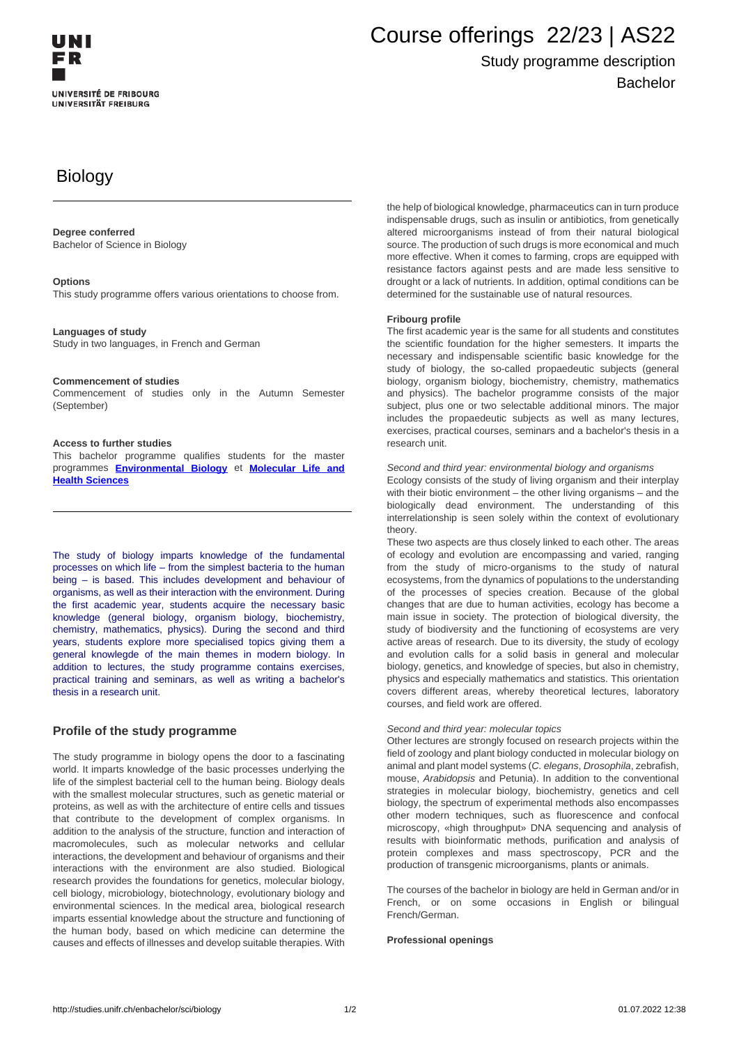UNI FR

UNIVERSITÉ DE FRIBOURG
UNIVERSITÄT FREIBURG

# Course offerings 22/23 | AS22

Study programme description

Bachelor

# Biology

**Degree conferred**
Bachelor of Science in Biology

**Options**
This study programme offers various orientations to choose from.

**Languages of study**
Study in two languages, in French and German

**Commencement of studies**
Commencement of studies only in the Autumn Semester (September)

**Access to further studies**
This bachelor programme qualifies students for the master programmes **Environmental Biology** et **Molecular Life and Health Sciences**

The study of biology imparts knowledge of the fundamental processes on which life – from the simplest bacteria to the human being – is based. This includes development and behaviour of organisms, as well as their interaction with the environment. During the first academic year, students acquire the necessary basic knowledge (general biology, organism biology, biochemistry, chemistry, mathematics, physics). During the second and third years, students explore more specialised topics giving them a general knowlegde of the main themes in modern biology. In addition to lectures, the study programme contains exercises, practical training and seminars, as well as writing a bachelor's thesis in a research unit.

## Profile of the study programme

The study programme in biology opens the door to a fascinating world. It imparts knowledge of the basic processes underlying the life of the simplest bacterial cell to the human being. Biology deals with the smallest molecular structures, such as genetic material or proteins, as well as with the architecture of entire cells and tissues that contribute to the development of complex organisms. In addition to the analysis of the structure, function and interaction of macromolecules, such as molecular networks and cellular interactions, the development and behaviour of organisms and their interactions with the environment are also studied. Biological research provides the foundations for genetics, molecular biology, cell biology, microbiology, biotechnology, evolutionary biology and environmental sciences. In the medical area, biological research imparts essential knowledge about the structure and functioning of the human body, based on which medicine can determine the causes and effects of illnesses and develop suitable therapies. With the help of biological knowledge, pharmaceutics can in turn produce indispensable drugs, such as insulin or antibiotics, from genetically altered microorganisms instead of from their natural biological source. The production of such drugs is more economical and much more effective. When it comes to farming, crops are equipped with resistance factors against pests and are made less sensitive to drought or a lack of nutrients. In addition, optimal conditions can be determined for the sustainable use of natural resources.

**Fribourg profile**
The first academic year is the same for all students and constitutes the scientific foundation for the higher semesters. It imparts the necessary and indispensable scientific basic knowledge for the study of biology, the so-called propaedeutic subjects (general biology, organism biology, biochemistry, chemistry, mathematics and physics). The bachelor programme consists of the major subject, plus one or two selectable additional minors. The major includes the propaedeutic subjects as well as many lectures, exercises, practical courses, seminars and a bachelor's thesis in a research unit.

*Second and third year: environmental biology and organisms*
Ecology consists of the study of living organism and their interplay with their biotic environment – the other living organisms – and the biologically dead environment. The understanding of this interrelationship is seen solely within the context of evolutionary theory.
These two aspects are thus closely linked to each other. The areas of ecology and evolution are encompassing and varied, ranging from the study of micro-organisms to the study of natural ecosystems, from the dynamics of populations to the understanding of the processes of species creation. Because of the global changes that are due to human activities, ecology has become a main issue in society. The protection of biological diversity, the study of biodiversity and the functioning of ecosystems are very active areas of research. Due to its diversity, the study of ecology and evolution calls for a solid basis in general and molecular biology, genetics, and knowledge of species, but also in chemistry, physics and especially mathematics and statistics. This orientation covers different areas, whereby theoretical lectures, laboratory courses, and field work are offered.

*Second and third year: molecular topics*
Other lectures are strongly focused on research projects within the field of zoology and plant biology conducted in molecular biology on animal and plant model systems (*C. elegans*, *Drosophila*, zebrafish, mouse, *Arabidopsis* and Petunia). In addition to the conventional strategies in molecular biology, biochemistry, genetics and cell biology, the spectrum of experimental methods also encompasses other modern techniques, such as fluorescence and confocal microscopy, «high throughput» DNA sequencing and analysis of results with bioinformatic methods, purification and analysis of protein complexes and mass spectroscopy, PCR and the production of transgenic microorganisms, plants or animals.

The courses of the bachelor in biology are held in German and/or in French, or on some occasions in English or bilingual French/German.

**Professional openings**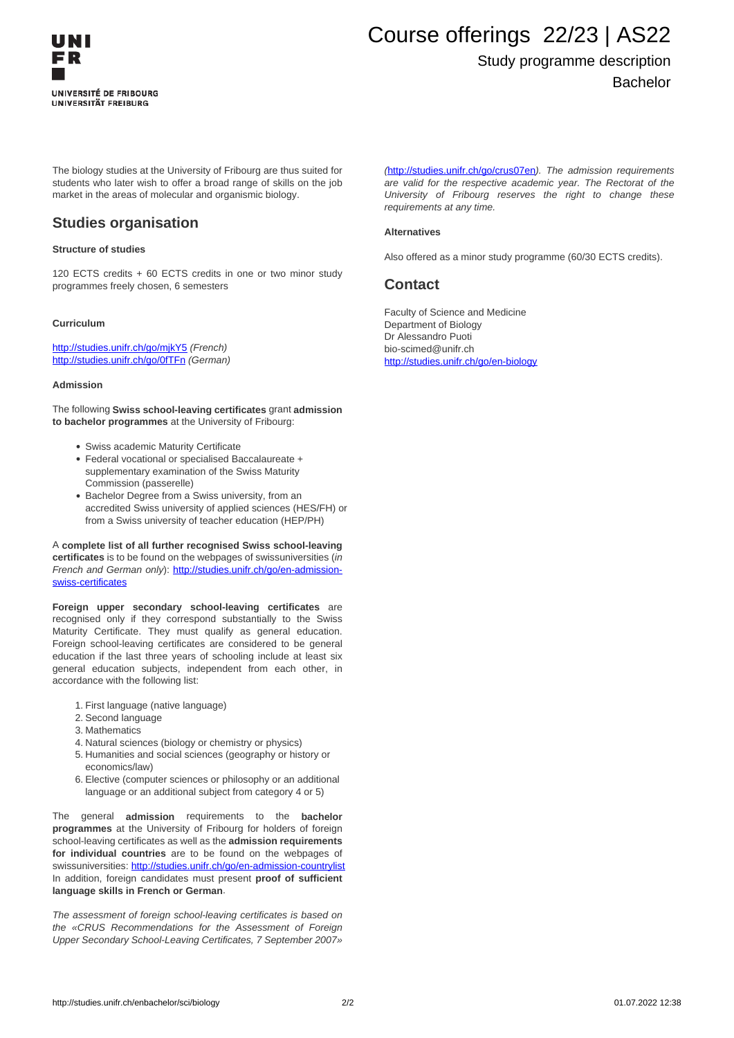The biology studies at the University of Fribourg are thus suited for students who later wish to offer a broad range of skills on the job market in the areas of molecular and organismic biology.

## Studies organisation

#### Structure of studies

120 ECTS credits + 60 ECTS credits in one or two minor study programmes freely chosen, 6 semesters

#### Curriculum

http://studies.unifr.ch/go/mjkY5 *(French)*
http://studies.unifr.ch/go/0fTFn *(German)*

#### Admission

The following **Swiss school-leaving certificates** grant **admission to bachelor programmes** at the University of Fribourg:

- Swiss academic Maturity Certificate
- Federal vocational or specialised Baccalaureate + supplementary examination of the Swiss Maturity Commission (passerelle)
- Bachelor Degree from a Swiss university, from an accredited Swiss university of applied sciences (HES/FH) or from a Swiss university of teacher education (HEP/PH)

A **complete list of all further recognised Swiss school-leaving certificates** is to be found on the webpages of swissuniversities (*in French and German only*): http://studies.unifr.ch/go/en-admission-swiss-certificates

**Foreign upper secondary school-leaving certificates** are recognised only if they correspond substantially to the Swiss Maturity Certificate. They must qualify as general education. Foreign school-leaving certificates are considered to be general education if the last three years of schooling include at least six general education subjects, independent from each other, in accordance with the following list:

1. First language (native language)
2. Second language
3. Mathematics
4. Natural sciences (biology or chemistry or physics)
5. Humanities and social sciences (geography or history or economics/law)
6. Elective (computer sciences or philosophy or an additional language or an additional subject from category 4 or 5)

The general **admission** requirements to the **bachelor programmes** at the University of Fribourg for holders of foreign school-leaving certificates as well as the **admission requirements for individual countries** are to be found on the webpages of swissuniversities: http://studies.unifr.ch/go/en-admission-countrylist
In addition, foreign candidates must present **proof of sufficient language skills in French or German**.

*The assessment of foreign school-leaving certificates is based on the «CRUS Recommendations for the Assessment of Foreign Upper Secondary School-Leaving Certificates, 7 September 2007» (*http://studies.unifr.ch/go/crus07en*). The admission requirements are valid for the respective academic year. The Rectorat of the University of Fribourg reserves the right to change these requirements at any time.*

#### Alternatives

Also offered as a minor study programme (60/30 ECTS credits).

## Contact

Faculty of Science and Medicine
Department of Biology
Dr Alessandro Puoti
bio-scimed@unifr.ch
http://studies.unifr.ch/go/en-biology